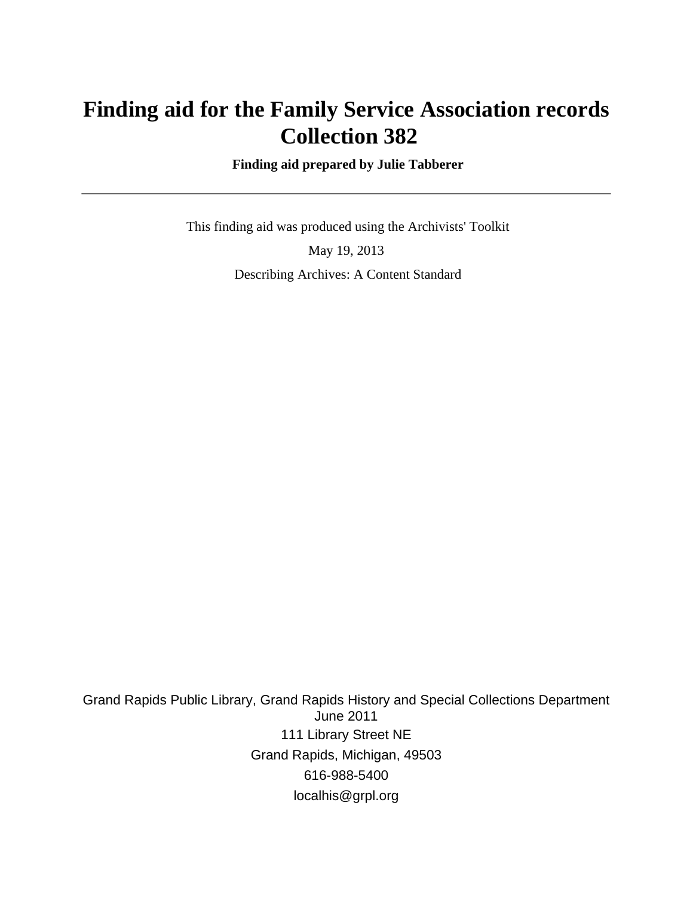# Finding aid for the Family Service Association records Collection 382

**Finding aid prepared by Julie Tabberer**

---

This finding aid was produced using the Archivists' Toolkit

May 19, 2013

Describing Archives: A Content Standard

Grand Rapids Public Library, Grand Rapids History and Special Collections Department
June 2011

111 Library Street NE

Grand Rapids, Michigan, 49503

616-988-5400

localhis@grpl.org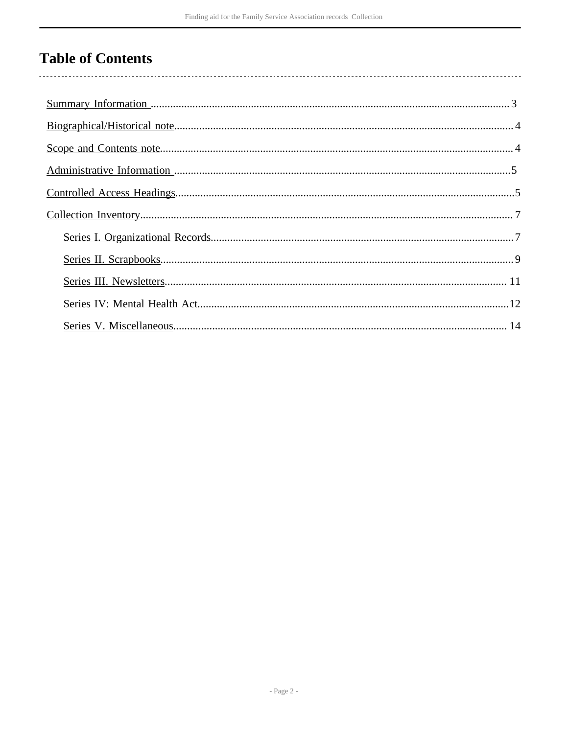# Table of Contents

- Summary Information .......... 3
- Biographical/Historical note .......... 4
- Scope and Contents note .......... 4
- Administrative Information .......... 5
- Controlled Access Headings .......... 5
- Collection Inventory .......... 7
  - Series I. Organizational Records .......... 7
  - Series II. Scrapbooks .......... 9
  - Series III. Newsletters .......... 11
  - Series IV: Mental Health Act .......... 12
  - Series V. Miscellaneous .......... 14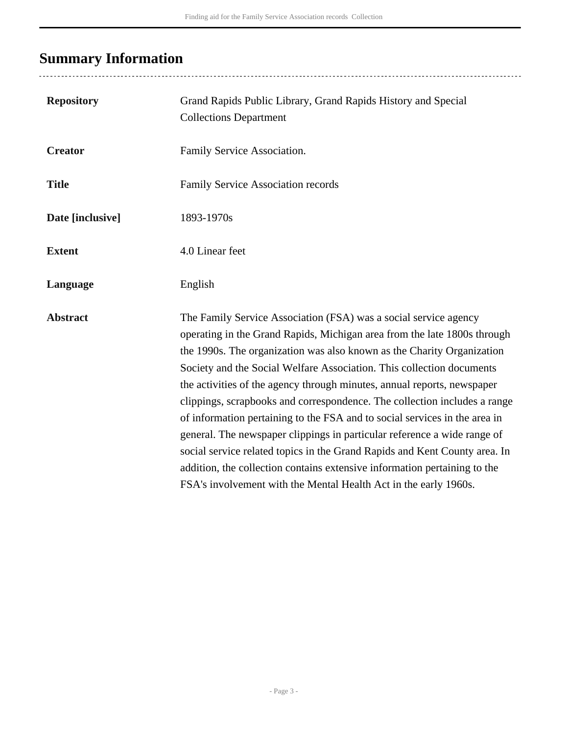## Summary Information

| | |
|---|---|
| **Repository** | Grand Rapids Public Library, Grand Rapids History and Special Collections Department |
| **Creator** | Family Service Association. |
| **Title** | Family Service Association records |
| **Date [inclusive]** | 1893-1970s |
| **Extent** | 4.0 Linear feet |
| **Language** | English |
| **Abstract** | The Family Service Association (FSA) was a social service agency operating in the Grand Rapids, Michigan area from the late 1800s through the 1990s. The organization was also known as the Charity Organization Society and the Social Welfare Association. This collection documents the activities of the agency through minutes, annual reports, newspaper clippings, scrapbooks and correspondence. The collection includes a range of information pertaining to the FSA and to social services in the area in general. The newspaper clippings in particular reference a wide range of social service related topics in the Grand Rapids and Kent County area. In addition, the collection contains extensive information pertaining to the FSA's involvement with the Mental Health Act in the early 1960s. |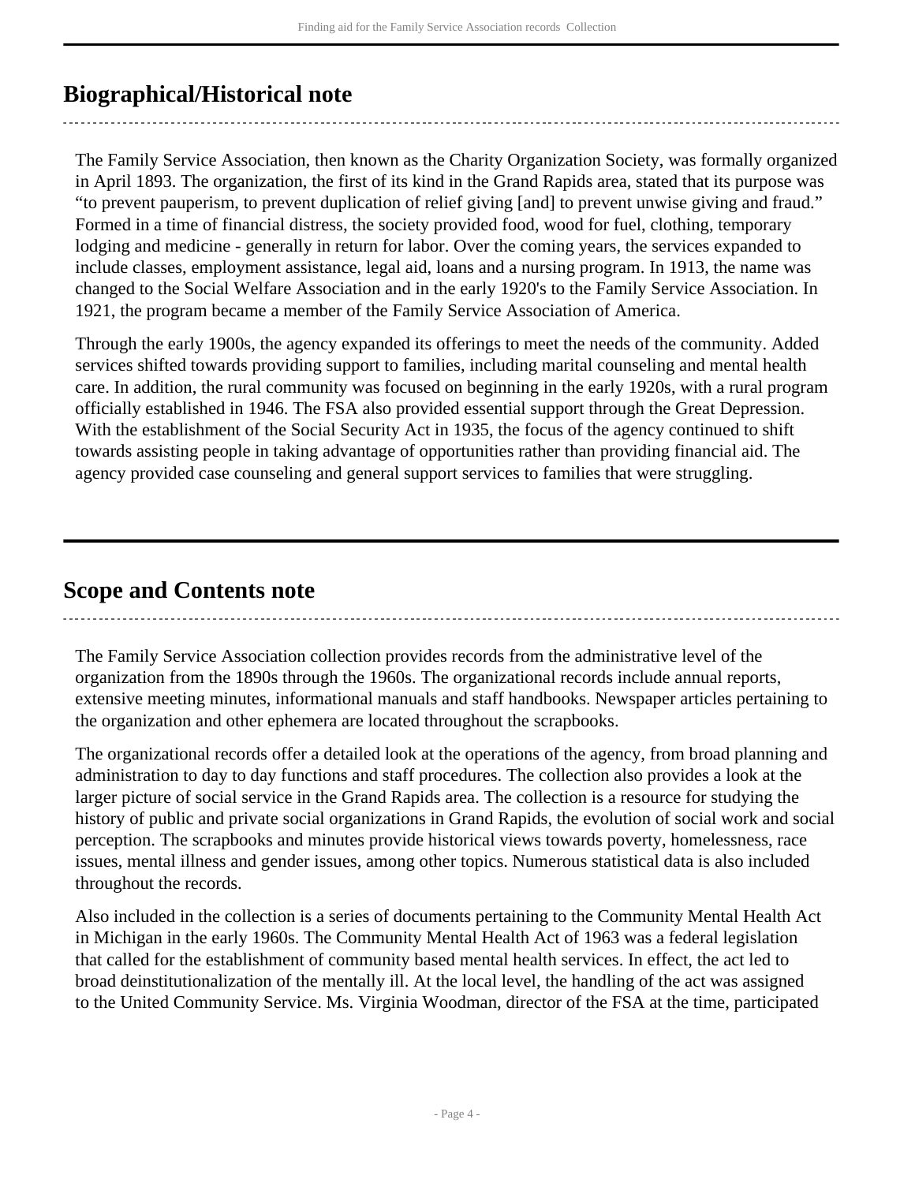## Biographical/Historical note

The Family Service Association, then known as the Charity Organization Society, was formally organized in April 1893. The organization, the first of its kind in the Grand Rapids area, stated that its purpose was “to prevent pauperism, to prevent duplication of relief giving [and] to prevent unwise giving and fraud.” Formed in a time of financial distress, the society provided food, wood for fuel, clothing, temporary lodging and medicine - generally in return for labor. Over the coming years, the services expanded to include classes, employment assistance, legal aid, loans and a nursing program. In 1913, the name was changed to the Social Welfare Association and in the early 1920's to the Family Service Association. In 1921, the program became a member of the Family Service Association of America.

Through the early 1900s, the agency expanded its offerings to meet the needs of the community. Added services shifted towards providing support to families, including marital counseling and mental health care. In addition, the rural community was focused on beginning in the early 1920s, with a rural program officially established in 1946. The FSA also provided essential support through the Great Depression. With the establishment of the Social Security Act in 1935, the focus of the agency continued to shift towards assisting people in taking advantage of opportunities rather than providing financial aid. The agency provided case counseling and general support services to families that were struggling.

## Scope and Contents note

The Family Service Association collection provides records from the administrative level of the organization from the 1890s through the 1960s. The organizational records include annual reports, extensive meeting minutes, informational manuals and staff handbooks. Newspaper articles pertaining to the organization and other ephemera are located throughout the scrapbooks.

The organizational records offer a detailed look at the operations of the agency, from broad planning and administration to day to day functions and staff procedures. The collection also provides a look at the larger picture of social service in the Grand Rapids area. The collection is a resource for studying the history of public and private social organizations in Grand Rapids, the evolution of social work and social perception. The scrapbooks and minutes provide historical views towards poverty, homelessness, race issues, mental illness and gender issues, among other topics. Numerous statistical data is also included throughout the records.

Also included in the collection is a series of documents pertaining to the Community Mental Health Act in Michigan in the early 1960s. The Community Mental Health Act of 1963 was a federal legislation that called for the establishment of community based mental health services. In effect, the act led to broad deinstitutionalization of the mentally ill. At the local level, the handling of the act was assigned to the United Community Service. Ms. Virginia Woodman, director of the FSA at the time, participated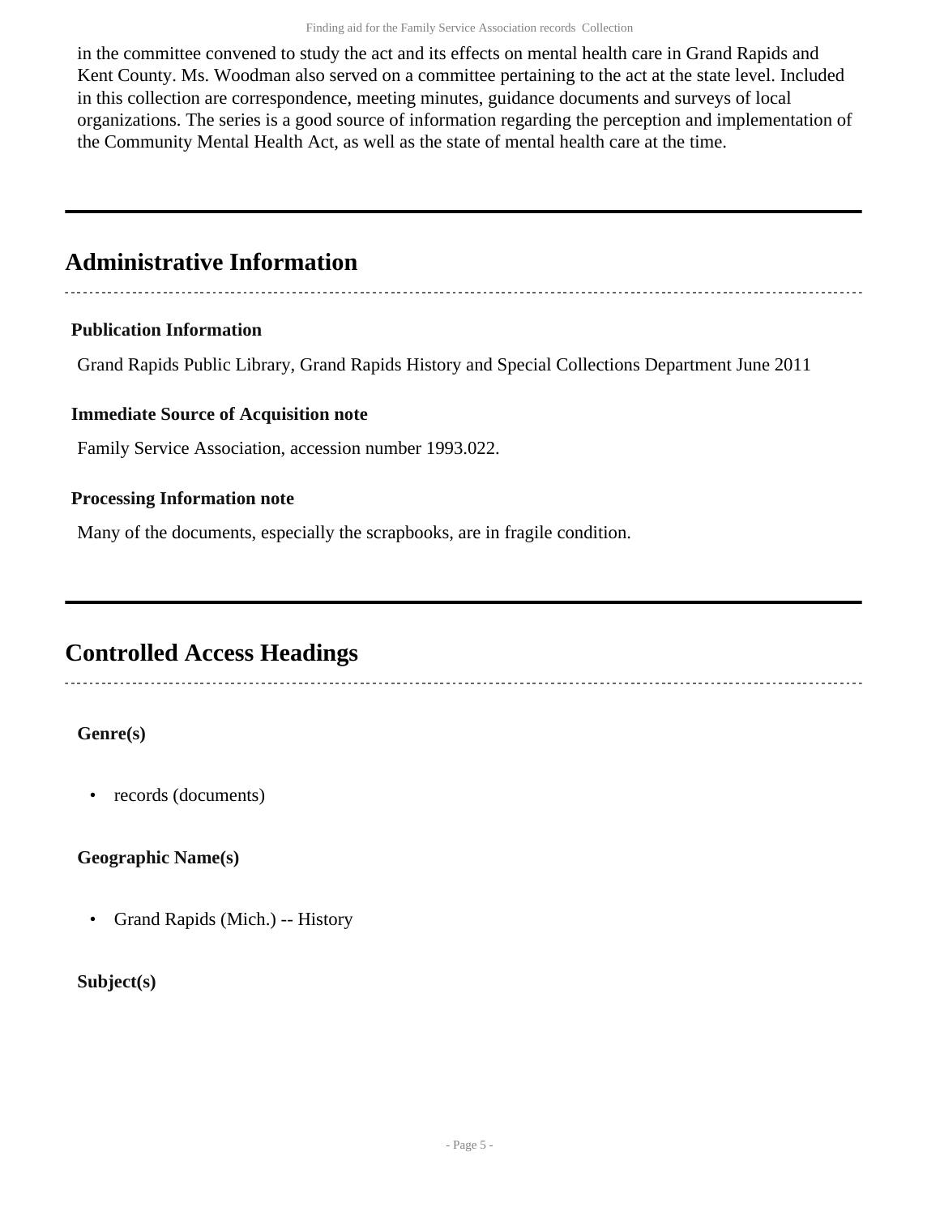in the committee convened to study the act and its effects on mental health care in Grand Rapids and Kent County. Ms. Woodman also served on a committee pertaining to the act at the state level. Included in this collection are correspondence, meeting minutes, guidance documents and surveys of local organizations. The series is a good source of information regarding the perception and implementation of the Community Mental Health Act, as well as the state of mental health care at the time.

## Administrative Information

### Publication Information

Grand Rapids Public Library, Grand Rapids History and Special Collections Department June 2011

### Immediate Source of Acquisition note

Family Service Association, accession number 1993.022.

### Processing Information note

Many of the documents, especially the scrapbooks, are in fragile condition.

## Controlled Access Headings

**Genre(s)**

- records (documents)

**Geographic Name(s)**

- Grand Rapids (Mich.) -- History

**Subject(s)**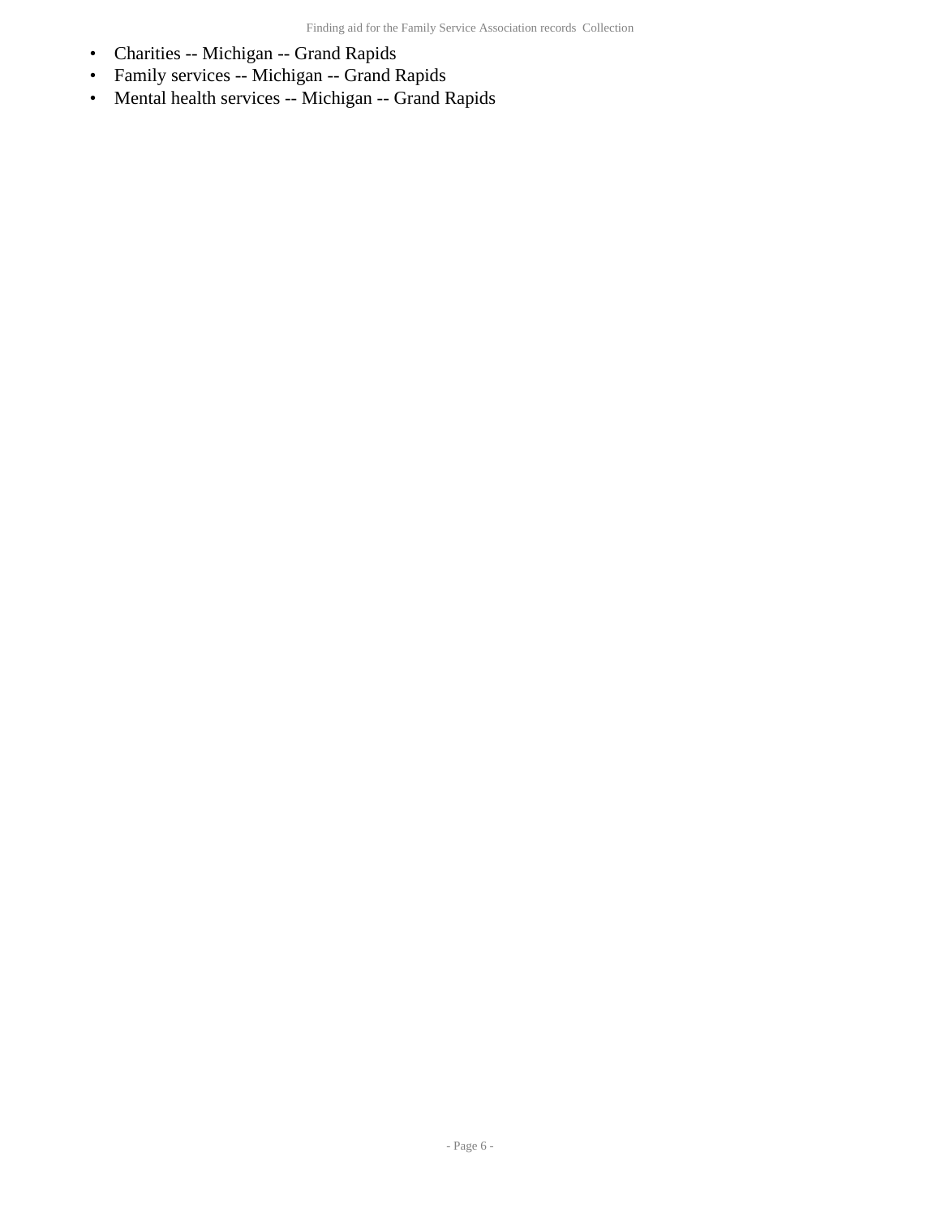- Charities -- Michigan -- Grand Rapids
- Family services -- Michigan -- Grand Rapids
- Mental health services -- Michigan -- Grand Rapids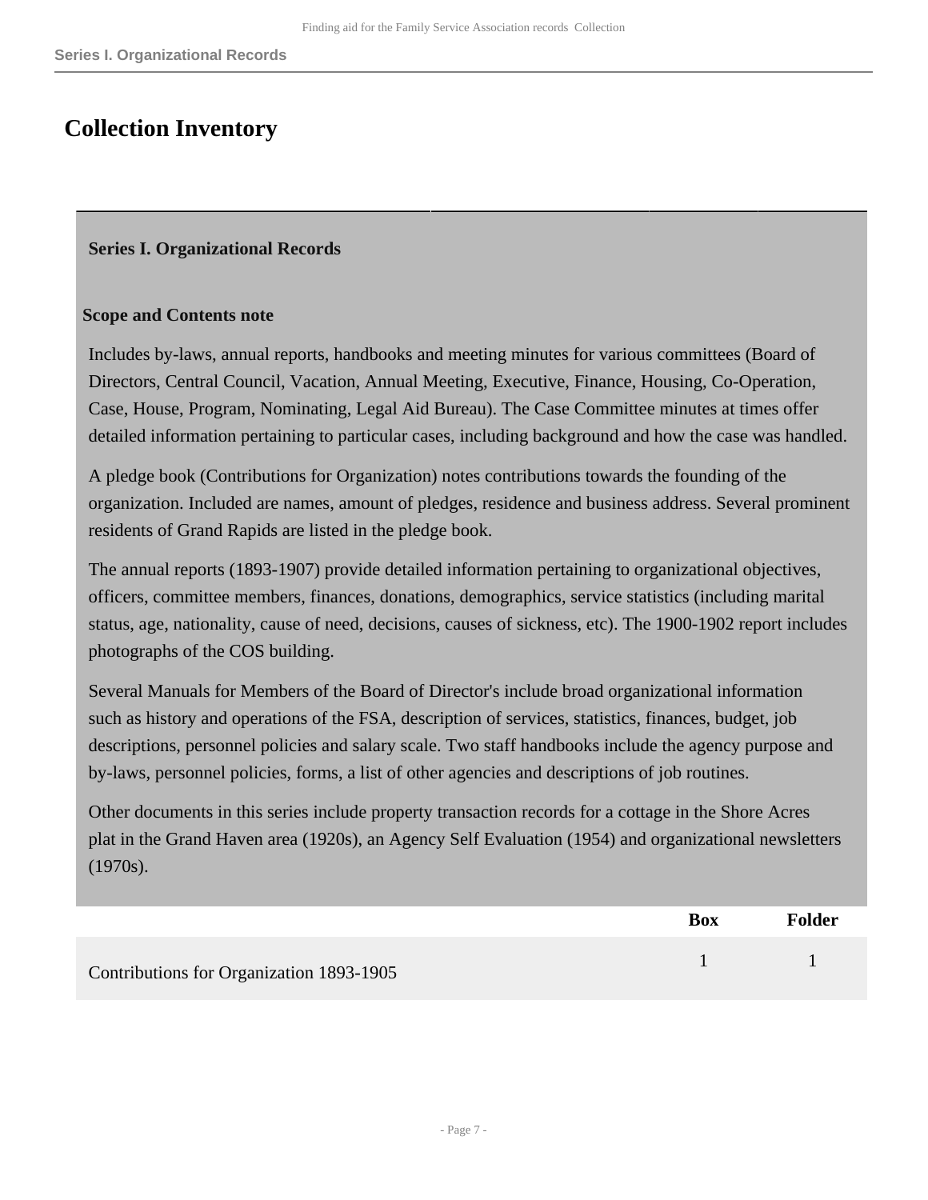# Collection Inventory

## Series I. Organizational Records

### Scope and Contents note

Includes by-laws, annual reports, handbooks and meeting minutes for various committees (Board of Directors, Central Council, Vacation, Annual Meeting, Executive, Finance, Housing, Co-Operation, Case, House, Program, Nominating, Legal Aid Bureau). The Case Committee minutes at times offer detailed information pertaining to particular cases, including background and how the case was handled.

A pledge book (Contributions for Organization) notes contributions towards the founding of the organization. Included are names, amount of pledges, residence and business address. Several prominent residents of Grand Rapids are listed in the pledge book.

The annual reports (1893-1907) provide detailed information pertaining to organizational objectives, officers, committee members, finances, donations, demographics, service statistics (including marital status, age, nationality, cause of need, decisions, causes of sickness, etc). The 1900-1902 report includes photographs of the COS building.

Several Manuals for Members of the Board of Director's include broad organizational information such as history and operations of the FSA, description of services, statistics, finances, budget, job descriptions, personnel policies and salary scale. Two staff handbooks include the agency purpose and by-laws, personnel policies, forms, a list of other agencies and descriptions of job routines.

Other documents in this series include property transaction records for a cottage in the Shore Acres plat in the Grand Haven area (1920s), an Agency Self Evaluation (1954) and organizational newsletters (1970s).

| | Box | Folder |
|---|---|---|
| Contributions for Organization 1893-1905 | 1 | 1 |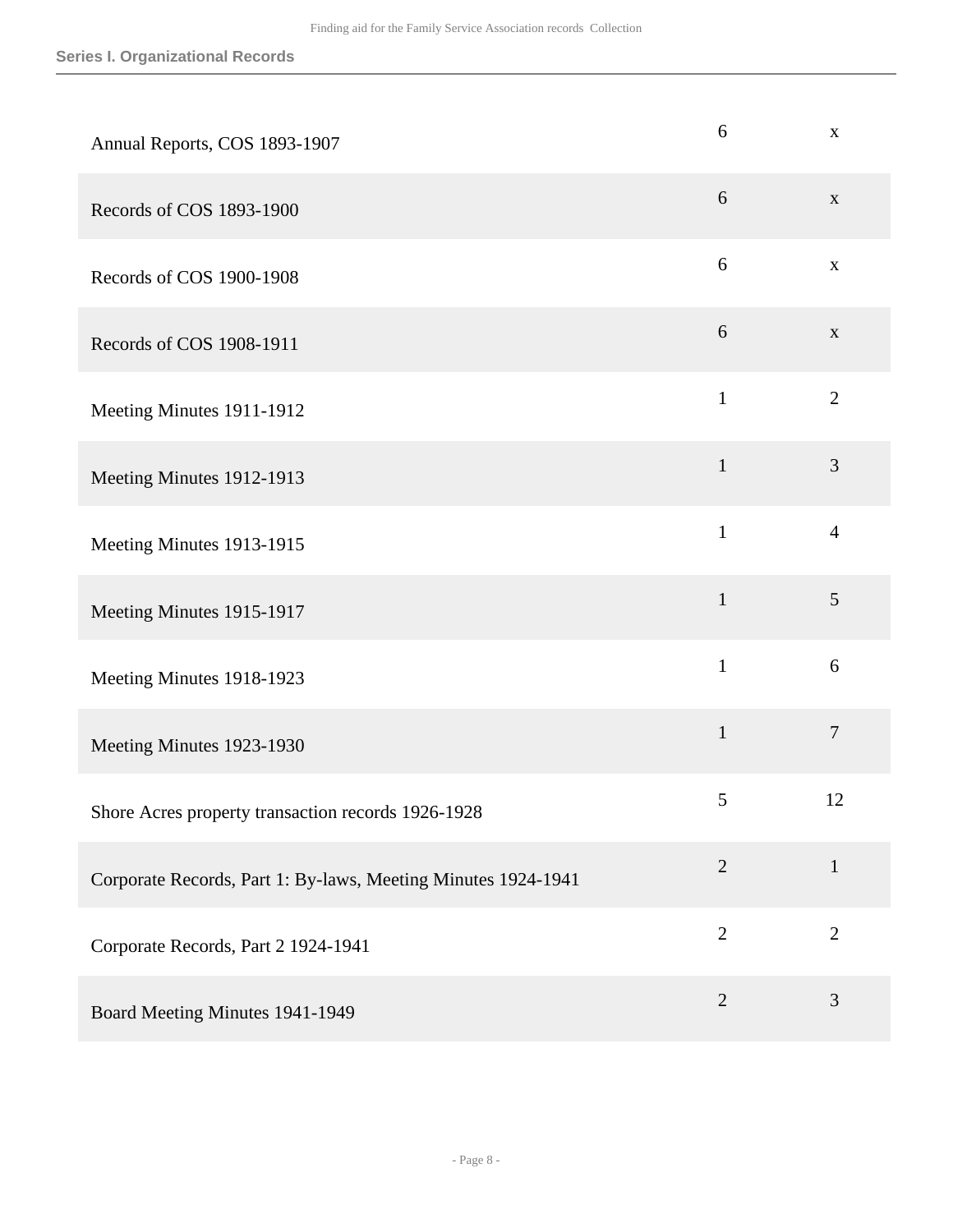| | | |
|---|---|---|
| Annual Reports, COS 1893-1907 | 6 | x |
| Records of COS 1893-1900 | 6 | x |
| Records of COS 1900-1908 | 6 | x |
| Records of COS 1908-1911 | 6 | x |
| Meeting Minutes 1911-1912 | 1 | 2 |
| Meeting Minutes 1912-1913 | 1 | 3 |
| Meeting Minutes 1913-1915 | 1 | 4 |
| Meeting Minutes 1915-1917 | 1 | 5 |
| Meeting Minutes 1918-1923 | 1 | 6 |
| Meeting Minutes 1923-1930 | 1 | 7 |
| Shore Acres property transaction records 1926-1928 | 5 | 12 |
| Corporate Records, Part 1: By-laws, Meeting Minutes 1924-1941 | 2 | 1 |
| Corporate Records, Part 2 1924-1941 | 2 | 2 |
| Board Meeting Minutes 1941-1949 | 2 | 3 |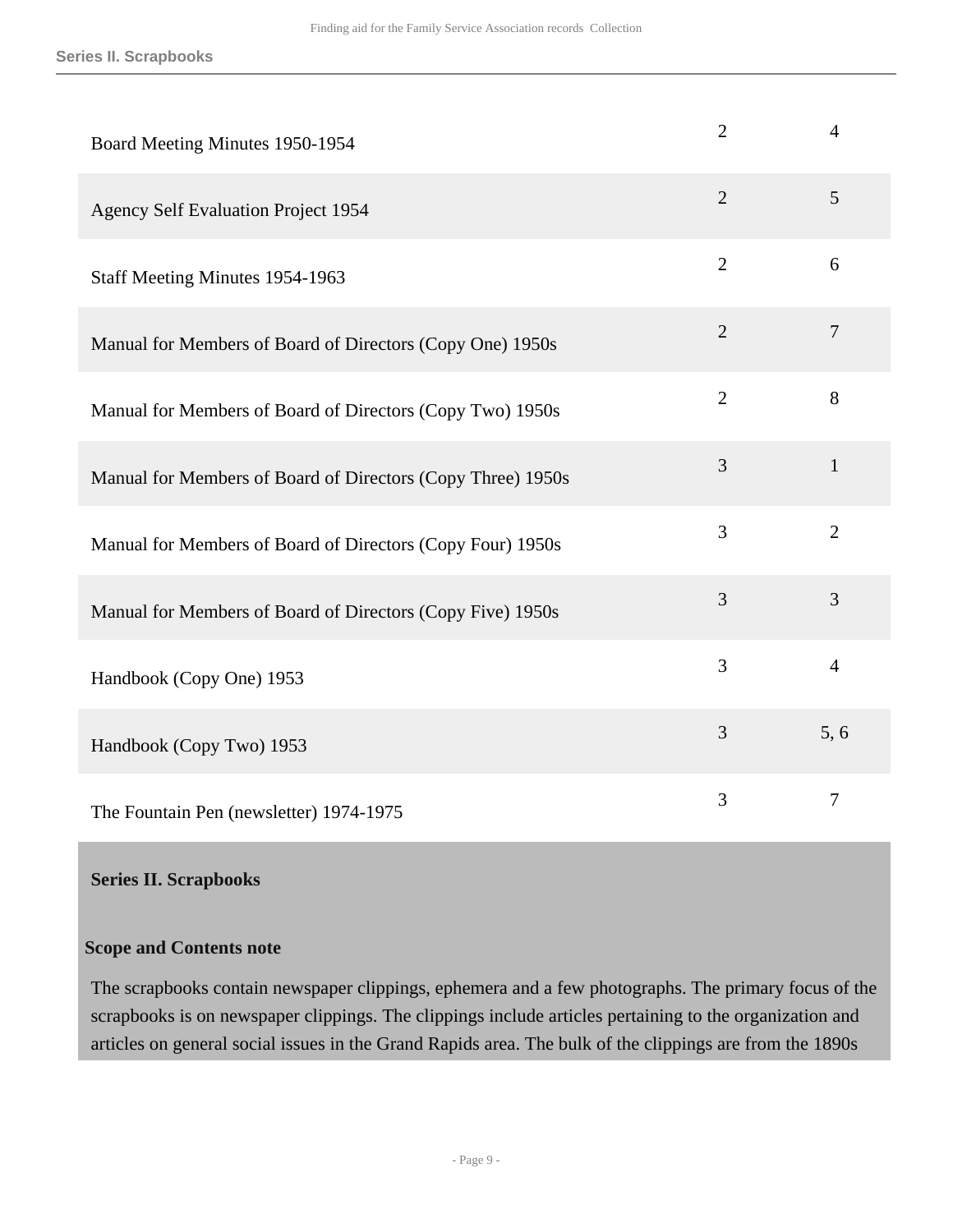| | | |
|---|---|---|
| Board Meeting Minutes 1950-1954 | 2 | 4 |
| Agency Self Evaluation Project 1954 | 2 | 5 |
| Staff Meeting Minutes 1954-1963 | 2 | 6 |
| Manual for Members of Board of Directors (Copy One) 1950s | 2 | 7 |
| Manual for Members of Board of Directors (Copy Two) 1950s | 2 | 8 |
| Manual for Members of Board of Directors (Copy Three) 1950s | 3 | 1 |
| Manual for Members of Board of Directors (Copy Four) 1950s | 3 | 2 |
| Manual for Members of Board of Directors (Copy Five) 1950s | 3 | 3 |
| Handbook (Copy One) 1953 | 3 | 4 |
| Handbook (Copy Two) 1953 | 3 | 5, 6 |
| The Fountain Pen (newsletter) 1974-1975 | 3 | 7 |

## Series II. Scrapbooks

### Scope and Contents note

The scrapbooks contain newspaper clippings, ephemera and a few photographs. The primary focus of the scrapbooks is on newspaper clippings. The clippings include articles pertaining to the organization and articles on general social issues in the Grand Rapids area. The bulk of the clippings are from the 1890s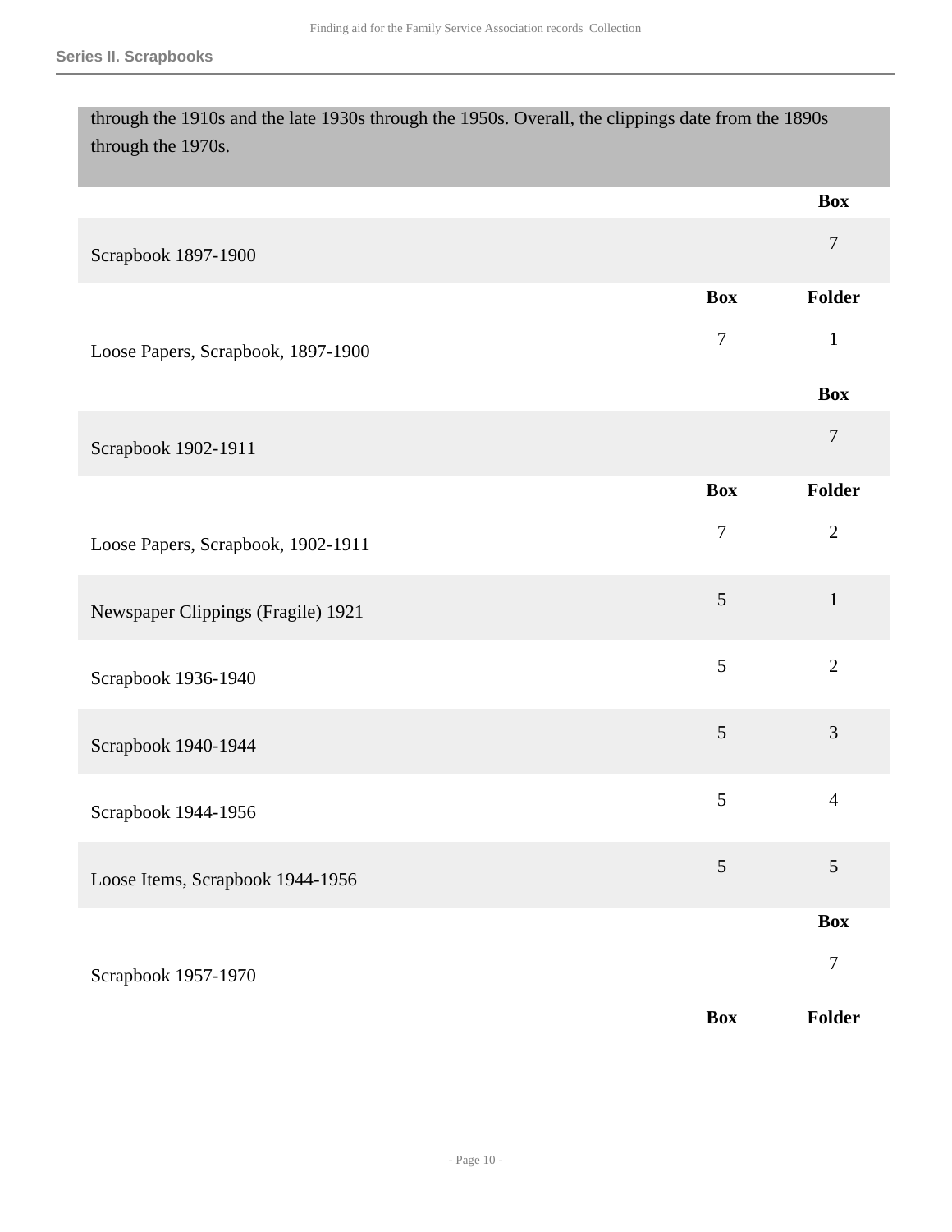through the 1910s and the late 1930s through the 1950s. Overall, the clippings date from the 1890s through the 1970s.

| Title | Box | Folder |
| --- | --- | --- |
| Scrapbook 1897-1900 | 7 | |
| Loose Papers, Scrapbook, 1897-1900 | 7 | 1 |
| Scrapbook 1902-1911 | 7 | |
| Loose Papers, Scrapbook, 1902-1911 | 7 | 2 |
| Newspaper Clippings (Fragile) 1921 | 5 | 1 |
| Scrapbook 1936-1940 | 5 | 2 |
| Scrapbook 1940-1944 | 5 | 3 |
| Scrapbook 1944-1956 | 5 | 4 |
| Loose Items, Scrapbook 1944-1956 | 5 | 5 |
| Scrapbook 1957-1970 | 7 | |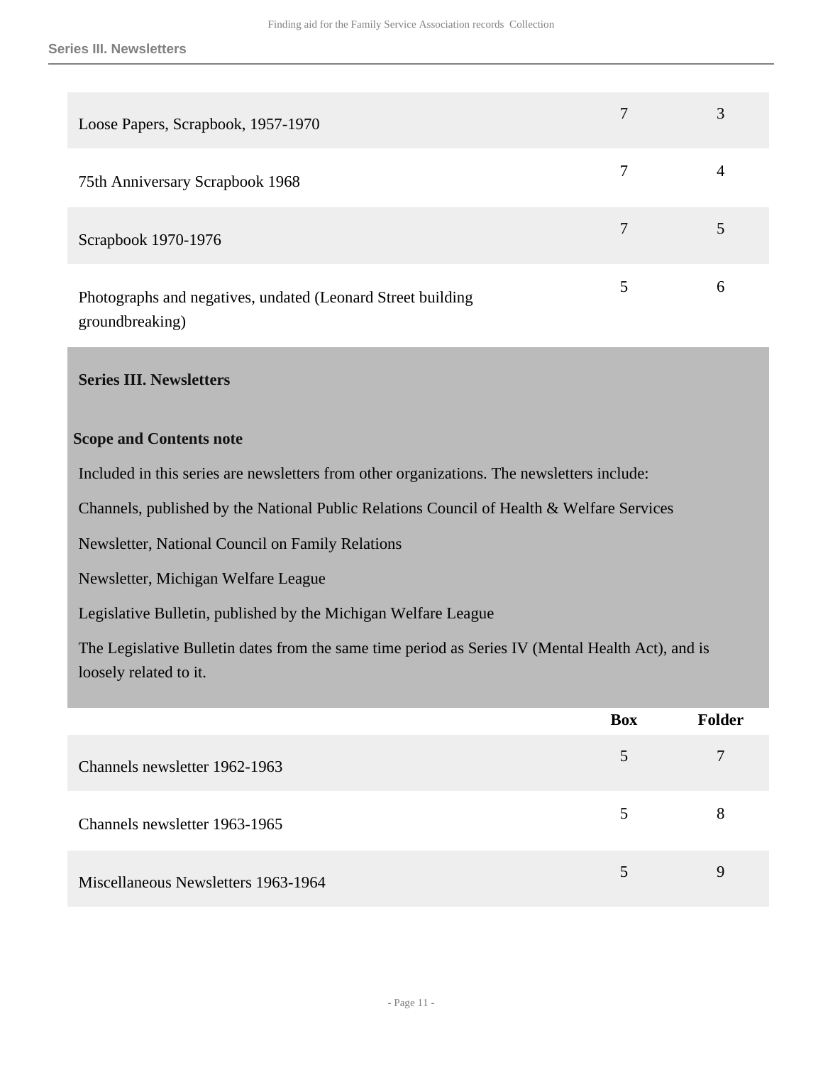| | Box | Folder |
|---|---|---|
| Loose Papers, Scrapbook, 1957-1970 | 7 | 3 |
| 75th Anniversary Scrapbook 1968 | 7 | 4 |
| Scrapbook 1970-1976 | 7 | 5 |
| Photographs and negatives, undated (Leonard Street building groundbreaking) | 5 | 6 |

## Series III. Newsletters

### Scope and Contents note

Included in this series are newsletters from other organizations. The newsletters include:

Channels, published by the National Public Relations Council of Health & Welfare Services

Newsletter, National Council on Family Relations

Newsletter, Michigan Welfare League

Legislative Bulletin, published by the Michigan Welfare League

The Legislative Bulletin dates from the same time period as Series IV (Mental Health Act), and is loosely related to it.

| | Box | Folder |
|---|---|---|
| Channels newsletter 1962-1963 | 5 | 7 |
| Channels newsletter 1963-1965 | 5 | 8 |
| Miscellaneous Newsletters 1963-1964 | 5 | 9 |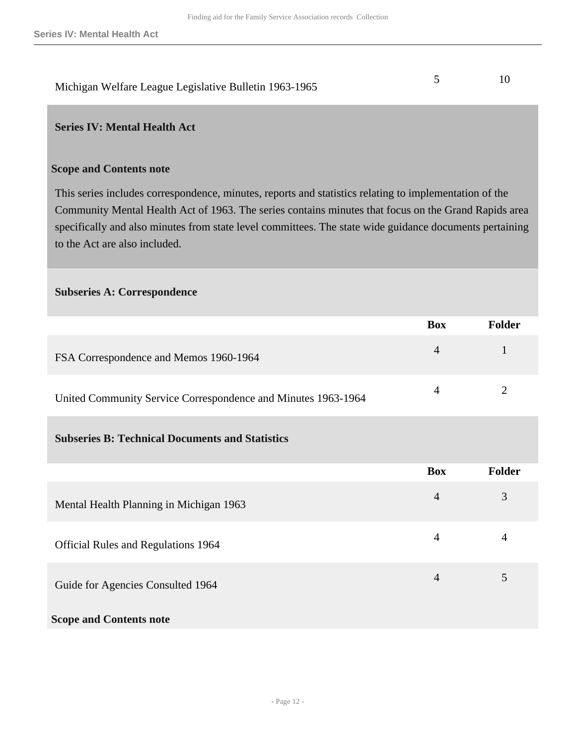| | Box | Folder |
|---|---|---|
| Michigan Welfare League Legislative Bulletin 1963-1965 | 5 | 10 |

## Series IV: Mental Health Act

**Scope and Contents note**

This series includes correspondence, minutes, reports and statistics relating to implementation of the Community Mental Health Act of 1963. The series contains minutes that focus on the Grand Rapids area specifically and also minutes from state level committees. The state wide guidance documents pertaining to the Act are also included.

### Subseries A: Correspondence

| | Box | Folder |
|---|---|---|
| FSA Correspondence and Memos 1960-1964 | 4 | 1 |
| United Community Service Correspondence and Minutes 1963-1964 | 4 | 2 |

### Subseries B: Technical Documents and Statistics

| | Box | Folder |
|---|---|---|
| Mental Health Planning in Michigan 1963 | 4 | 3 |
| Official Rules and Regulations 1964 | 4 | 4 |
| Guide for Agencies Consulted 1964 | 4 | 5 |

**Scope and Contents note**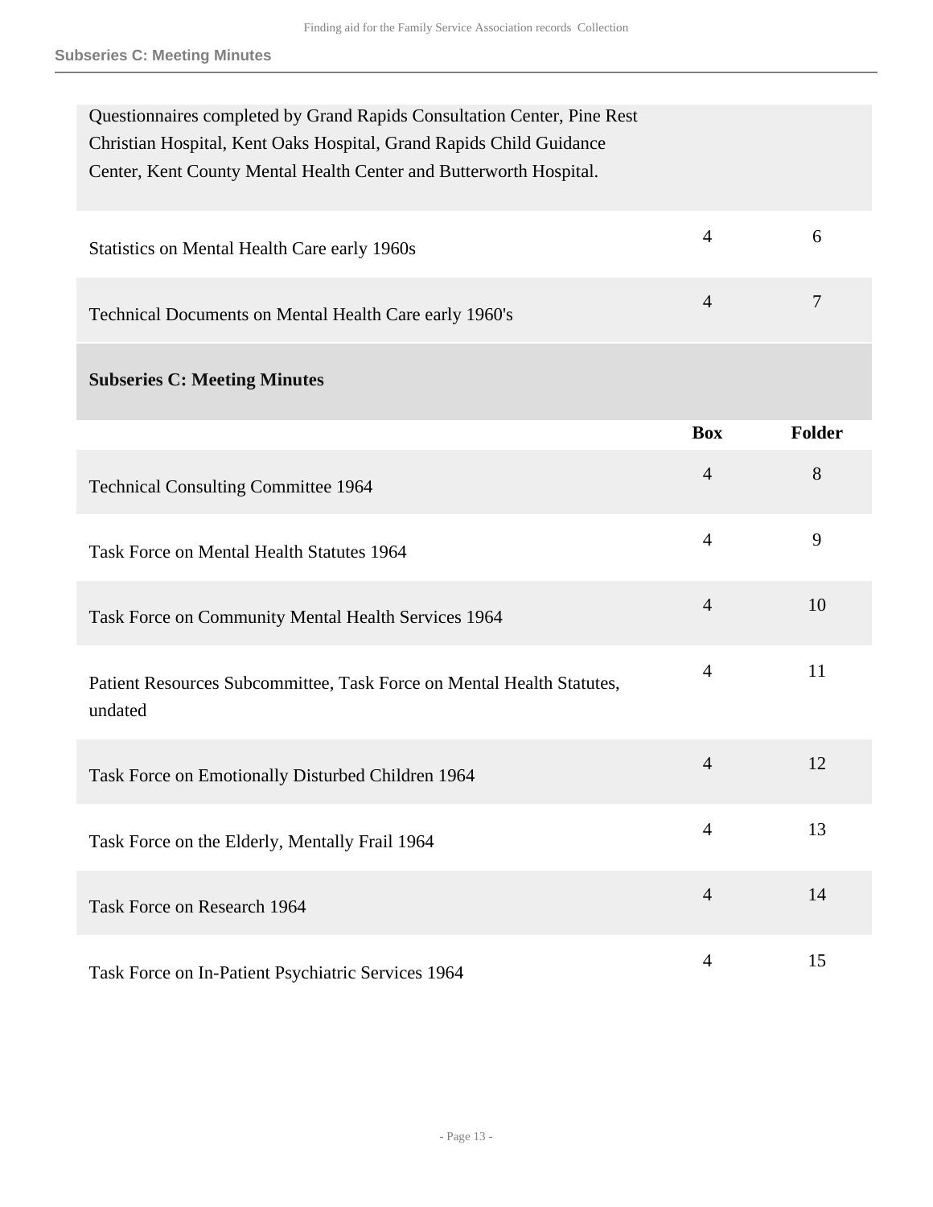Questionnaires completed by Grand Rapids Consultation Center, Pine Rest Christian Hospital, Kent Oaks Hospital, Grand Rapids Child Guidance Center, Kent County Mental Health Center and Butterworth Hospital.

| | Box | Folder |
|---|---|---|
| Statistics on Mental Health Care early 1960s | 4 | 6 |
| Technical Documents on Mental Health Care early 1960's | 4 | 7 |

## Subseries C: Meeting Minutes

| | Box | Folder |
|---|---|---|
| Technical Consulting Committee 1964 | 4 | 8 |
| Task Force on Mental Health Statutes 1964 | 4 | 9 |
| Task Force on Community Mental Health Services 1964 | 4 | 10 |
| Patient Resources Subcommittee, Task Force on Mental Health Statutes, undated | 4 | 11 |
| Task Force on Emotionally Disturbed Children 1964 | 4 | 12 |
| Task Force on the Elderly, Mentally Frail 1964 | 4 | 13 |
| Task Force on Research 1964 | 4 | 14 |
| Task Force on In-Patient Psychiatric Services 1964 | 4 | 15 |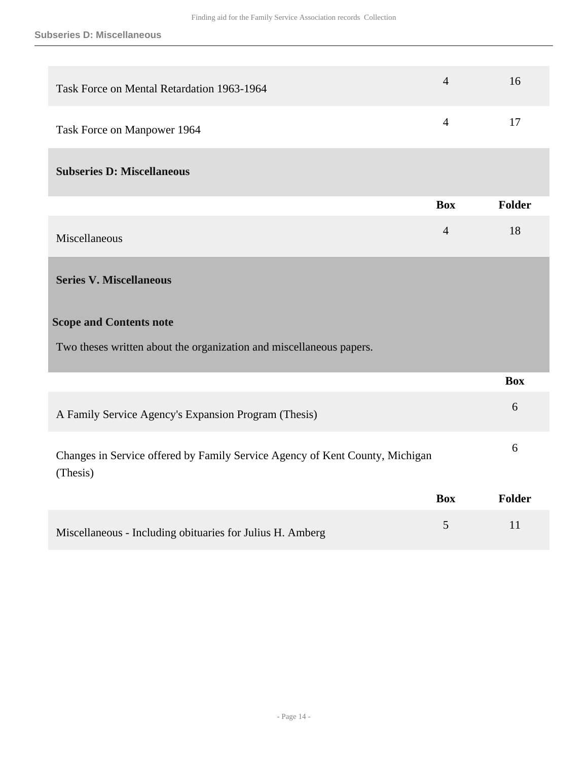| | Box | Folder |
|---|---|---|
| Task Force on Mental Retardation 1963-1964 | 4 | 16 |
| Task Force on Manpower 1964 | 4 | 17 |

### Subseries D: Miscellaneous

| | Box | Folder |
|---|---|---|
| Miscellaneous | 4 | 18 |

## Series V. Miscellaneous

**Scope and Contents note**

Two theses written about the organization and miscellaneous papers.

| | Box |
|---|---|
| A Family Service Agency's Expansion Program (Thesis) | 6 |
| Changes in Service offered by Family Service Agency of Kent County, Michigan (Thesis) | 6 |

| | Box | Folder |
|---|---|---|
| Miscellaneous - Including obituaries for Julius H. Amberg | 5 | 11 |